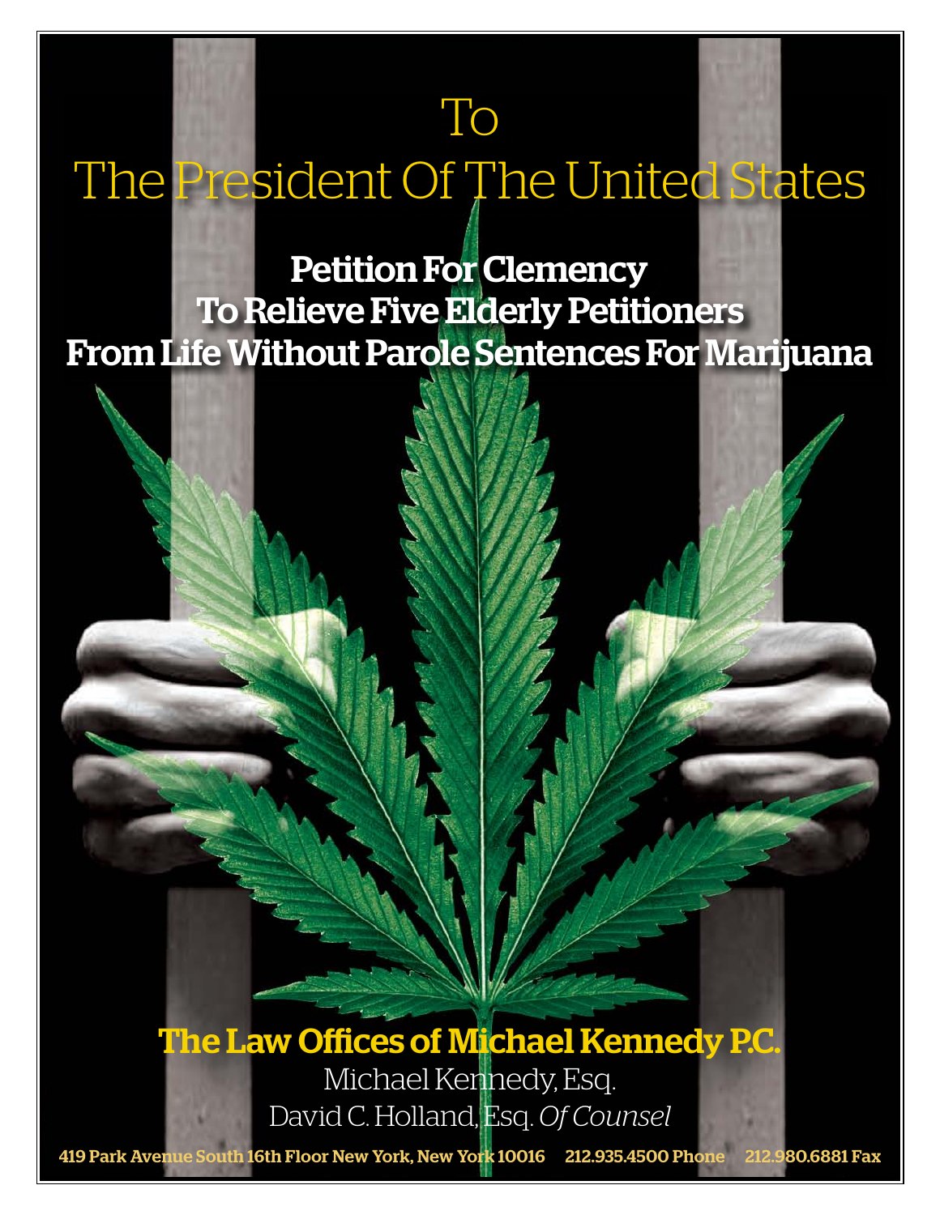# To
# The President Of The United States

## Petition For Clemency
## To Relieve Five Elderly Petitioners
## From Life Without Parole Sentences For Marijuana

**The Law Offices of Michael Kennedy P.C.**

Michael Kennedy, Esq.

David C. Holland, Esq. *Of Counsel*

419 Park Avenue South 16th Floor New York, New York 10016 212.935.4500 Phone 212.980.6881 Fax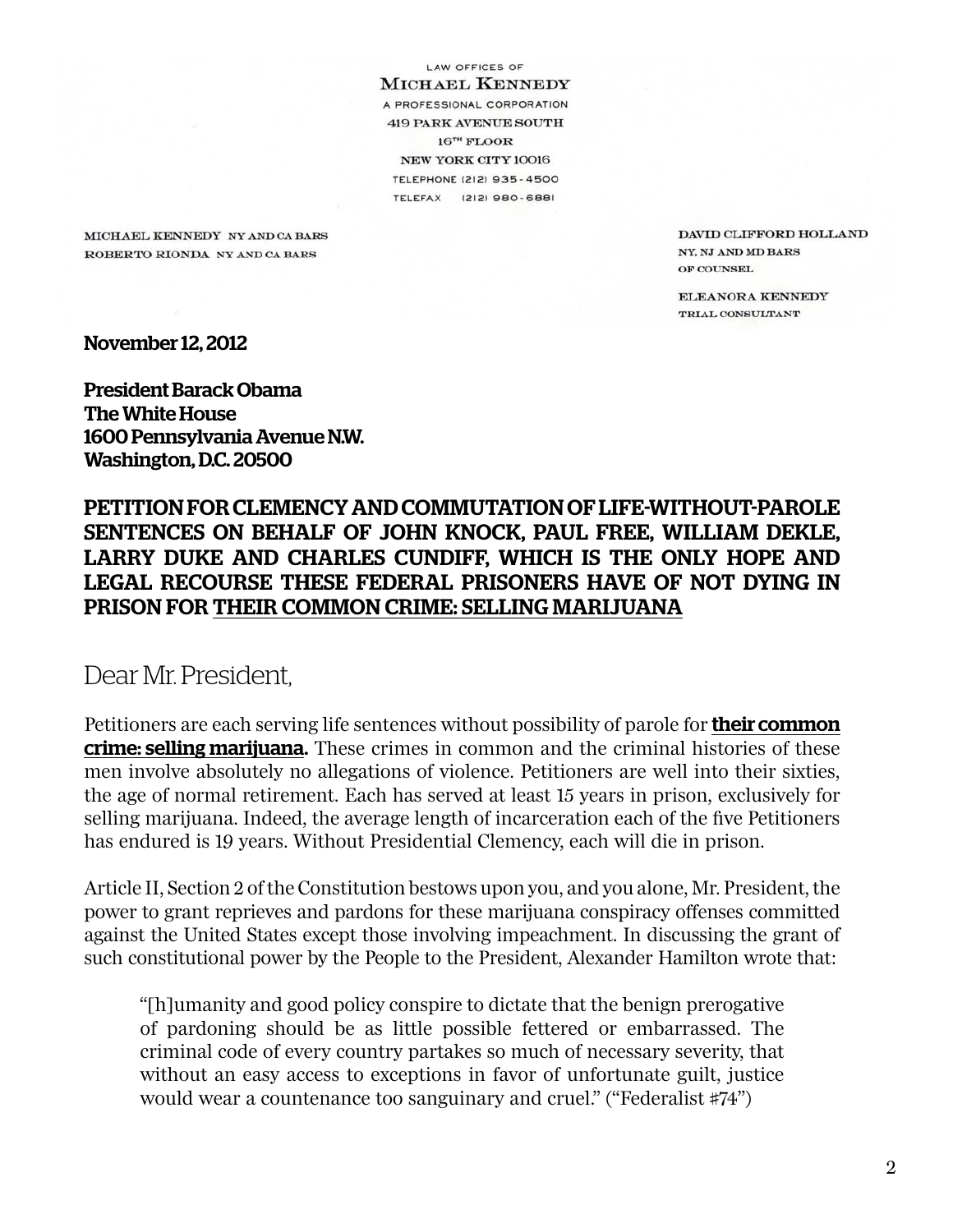LAW OFFICES OF

MICHAEL KENNEDY

A PROFESSIONAL CORPORATION

419 PARK AVENUE SOUTH

16TH FLOOR

NEW YORK CITY 10016

TELEPHONE (212) 935-4500

TELEFAX (212) 980-6881

MICHAEL KENNEDY NY AND CA BARS
ROBERTO RIONDA NY AND CA BARS

DAVID CLIFFORD HOLLAND
NY, NJ AND MD BARS
OF COUNSEL

ELEANORA KENNEDY
TRIAL CONSULTANT

**November 12, 2012**

**President Barack Obama**
**The White House**
**1600 Pennsylvania Avenue N.W.**
**Washington, D.C. 20500**

**PETITION FOR CLEMENCY AND COMMUTATION OF LIFE-WITHOUT-PAROLE SENTENCES ON BEHALF OF JOHN KNOCK, PAUL FREE, WILLIAM DEKLE, LARRY DUKE AND CHARLES CUNDIFF, WHICH IS THE ONLY HOPE AND LEGAL RECOURSE THESE FEDERAL PRISONERS HAVE OF NOT DYING IN PRISON FOR <u>THEIR COMMON CRIME: SELLING MARIJUANA</u>**

Dear Mr. President,

Petitioners are each serving life sentences without possibility of parole for **<u>their common crime: selling marijuana.</u>** These crimes in common and the criminal histories of these men involve absolutely no allegations of violence. Petitioners are well into their sixties, the age of normal retirement. Each has served at least 15 years in prison, exclusively for selling marijuana. Indeed, the average length of incarceration each of the five Petitioners has endured is 19 years. Without Presidential Clemency, each will die in prison.

Article II, Section 2 of the Constitution bestows upon you, and you alone, Mr. President, the power to grant reprieves and pardons for these marijuana conspiracy offenses committed against the United States except those involving impeachment. In discussing the grant of such constitutional power by the People to the President, Alexander Hamilton wrote that:

> "[h]umanity and good policy conspire to dictate that the benign prerogative of pardoning should be as little possible fettered or embarrassed. The criminal code of every country partakes so much of necessary severity, that without an easy access to exceptions in favor of unfortunate guilt, justice would wear a countenance too sanguinary and cruel." ("Federalist #74")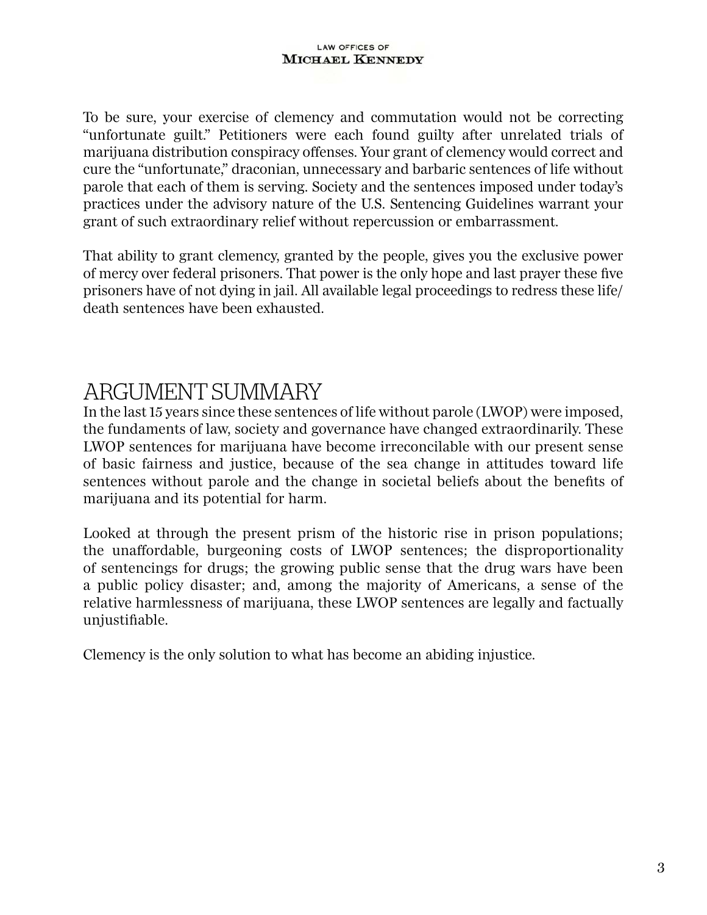To be sure, your exercise of clemency and commutation would not be correcting "unfortunate guilt." Petitioners were each found guilty after unrelated trials of marijuana distribution conspiracy offenses. Your grant of clemency would correct and cure the "unfortunate," draconian, unnecessary and barbaric sentences of life without parole that each of them is serving. Society and the sentences imposed under today's practices under the advisory nature of the U.S. Sentencing Guidelines warrant your grant of such extraordinary relief without repercussion or embarrassment.

That ability to grant clemency, granted by the people, gives you the exclusive power of mercy over federal prisoners. That power is the only hope and last prayer these five prisoners have of not dying in jail. All available legal proceedings to redress these life/death sentences have been exhausted.

## ARGUMENT SUMMARY

In the last 15 years since these sentences of life without parole (LWOP) were imposed, the fundaments of law, society and governance have changed extraordinarily. These LWOP sentences for marijuana have become irreconcilable with our present sense of basic fairness and justice, because of the sea change in attitudes toward life sentences without parole and the change in societal beliefs about the benefits of marijuana and its potential for harm.

Looked at through the present prism of the historic rise in prison populations; the unaffordable, burgeoning costs of LWOP sentences; the disproportionality of sentencings for drugs; the growing public sense that the drug wars have been a public policy disaster; and, among the majority of Americans, a sense of the relative harmlessness of marijuana, these LWOP sentences are legally and factually unjustifiable.

Clemency is the only solution to what has become an abiding injustice.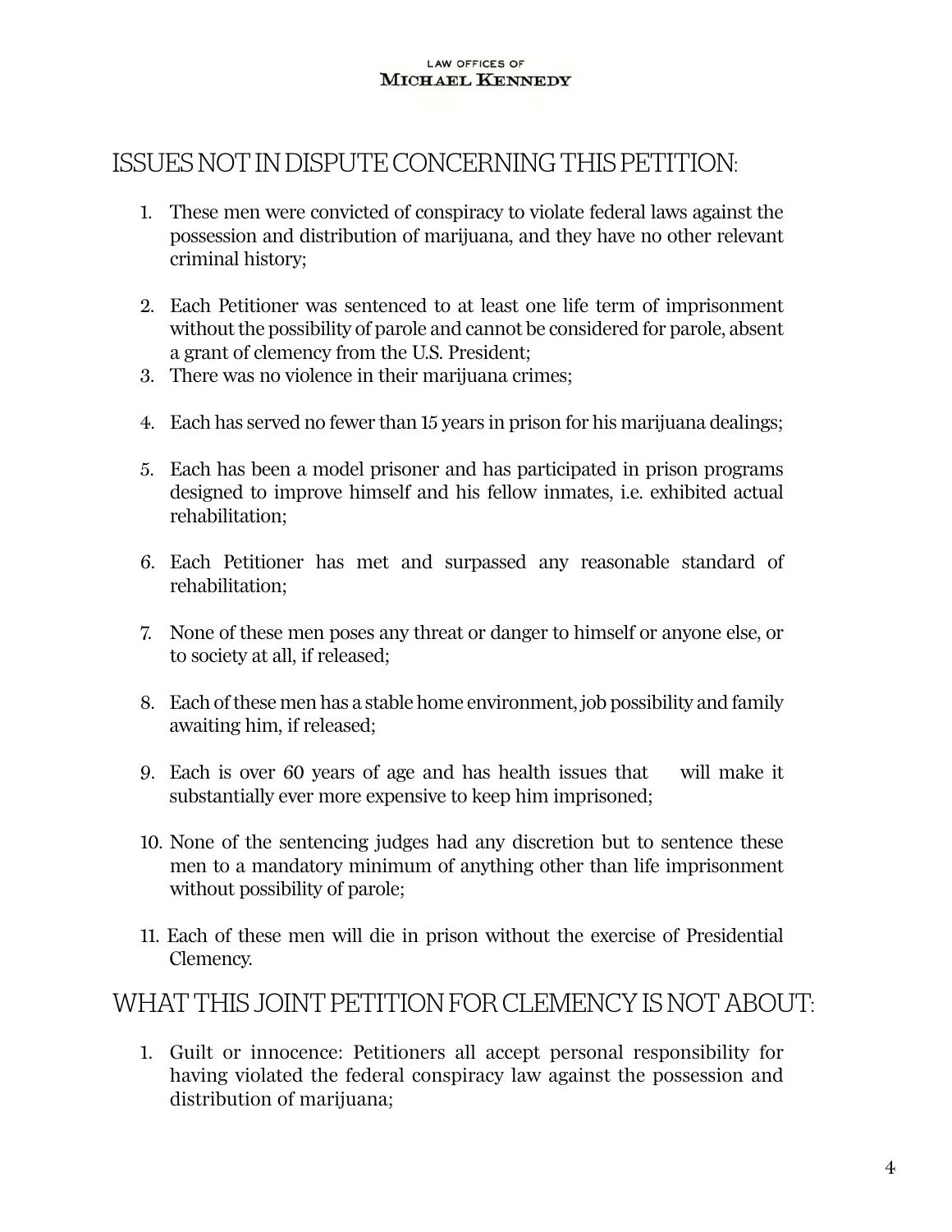## ISSUES NOT IN DISPUTE CONCERNING THIS PETITION:

1. These men were convicted of conspiracy to violate federal laws against the possession and distribution of marijuana, and they have no other relevant criminal history;

2. Each Petitioner was sentenced to at least one life term of imprisonment without the possibility of parole and cannot be considered for parole, absent a grant of clemency from the U.S. President;
3. There was no violence in their marijuana crimes;

4. Each has served no fewer than 15 years in prison for his marijuana dealings;

5. Each has been a model prisoner and has participated in prison programs designed to improve himself and his fellow inmates, i.e. exhibited actual rehabilitation;

6. Each Petitioner has met and surpassed any reasonable standard of rehabilitation;

7. None of these men poses any threat or danger to himself or anyone else, or to society at all, if released;

8. Each of these men has a stable home environment, job possibility and family awaiting him, if released;

9. Each is over 60 years of age and has health issues that will make it substantially ever more expensive to keep him imprisoned;

10. None of the sentencing judges had any discretion but to sentence these men to a mandatory minimum of anything other than life imprisonment without possibility of parole;

11. Each of these men will die in prison without the exercise of Presidential Clemency.

## WHAT THIS JOINT PETITION FOR CLEMENCY IS NOT ABOUT:

1. Guilt or innocence: Petitioners all accept personal responsibility for having violated the federal conspiracy law against the possession and distribution of marijuana;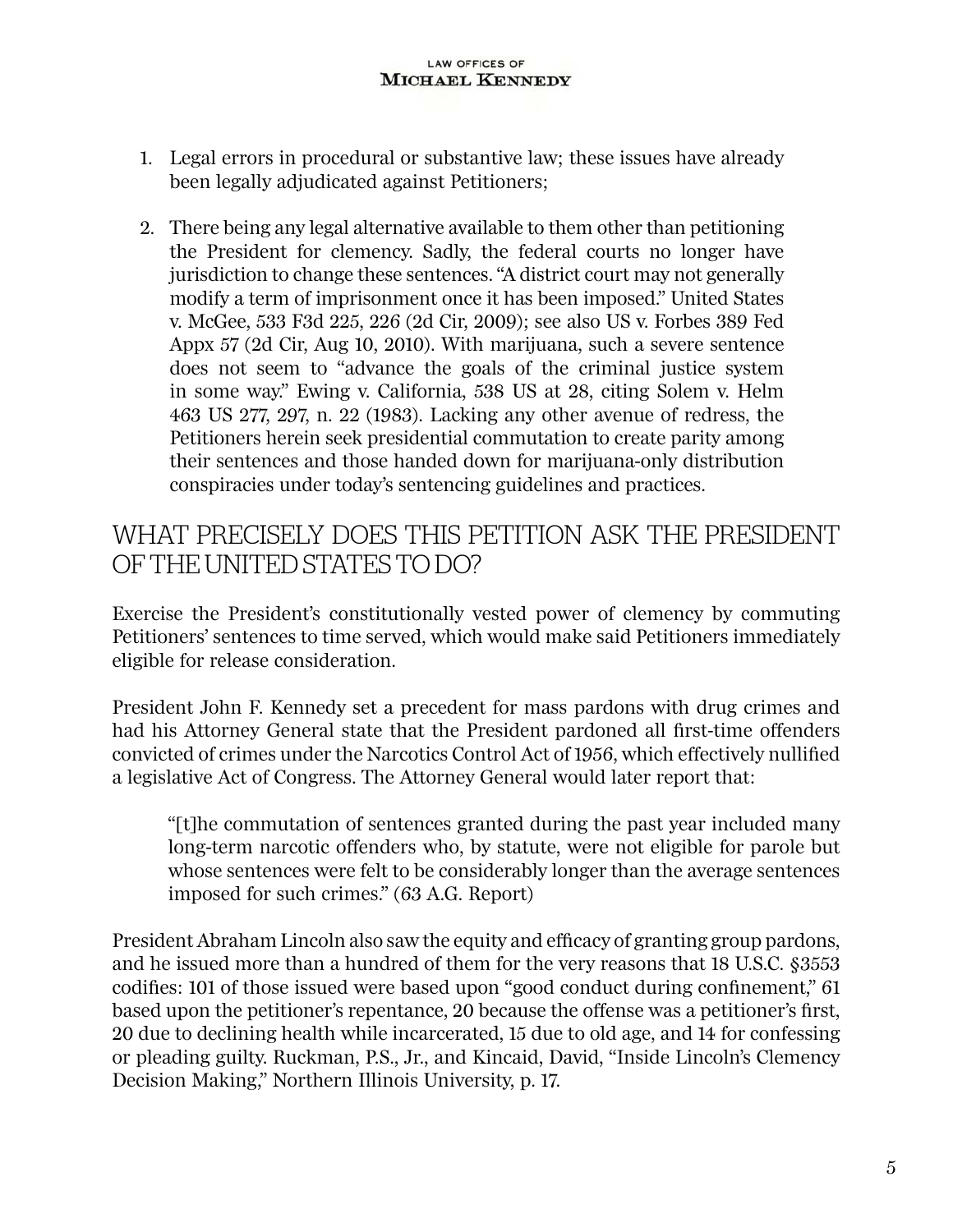1. Legal errors in procedural or substantive law; these issues have already been legally adjudicated against Petitioners;

2. There being any legal alternative available to them other than petitioning the President for clemency. Sadly, the federal courts no longer have jurisdiction to change these sentences. "A district court may not generally modify a term of imprisonment once it has been imposed." United States v. McGee, 533 F3d 225, 226 (2d Cir, 2009); see also US v. Forbes 389 Fed Appx 57 (2d Cir, Aug 10, 2010). With marijuana, such a severe sentence does not seem to "advance the goals of the criminal justice system in some way." Ewing v. California, 538 US at 28, citing Solem v. Helm 463 US 277, 297, n. 22 (1983). Lacking any other avenue of redress, the Petitioners herein seek presidential commutation to create parity among their sentences and those handed down for marijuana-only distribution conspiracies under today's sentencing guidelines and practices.

## WHAT PRECISELY DOES THIS PETITION ASK THE PRESIDENT OF THE UNITED STATES TO DO?

Exercise the President's constitutionally vested power of clemency by commuting Petitioners' sentences to time served, which would make said Petitioners immediately eligible for release consideration.

President John F. Kennedy set a precedent for mass pardons with drug crimes and had his Attorney General state that the President pardoned all first-time offenders convicted of crimes under the Narcotics Control Act of 1956, which effectively nullified a legislative Act of Congress. The Attorney General would later report that:

> "[t]he commutation of sentences granted during the past year included many long-term narcotic offenders who, by statute, were not eligible for parole but whose sentences were felt to be considerably longer than the average sentences imposed for such crimes." (63 A.G. Report)

President Abraham Lincoln also saw the equity and efficacy of granting group pardons, and he issued more than a hundred of them for the very reasons that 18 U.S.C. §3553 codifies: 101 of those issued were based upon "good conduct during confinement," 61 based upon the petitioner's repentance, 20 because the offense was a petitioner's first, 20 due to declining health while incarcerated, 15 due to old age, and 14 for confessing or pleading guilty. Ruckman, P.S., Jr., and Kincaid, David, "Inside Lincoln's Clemency Decision Making," Northern Illinois University, p. 17.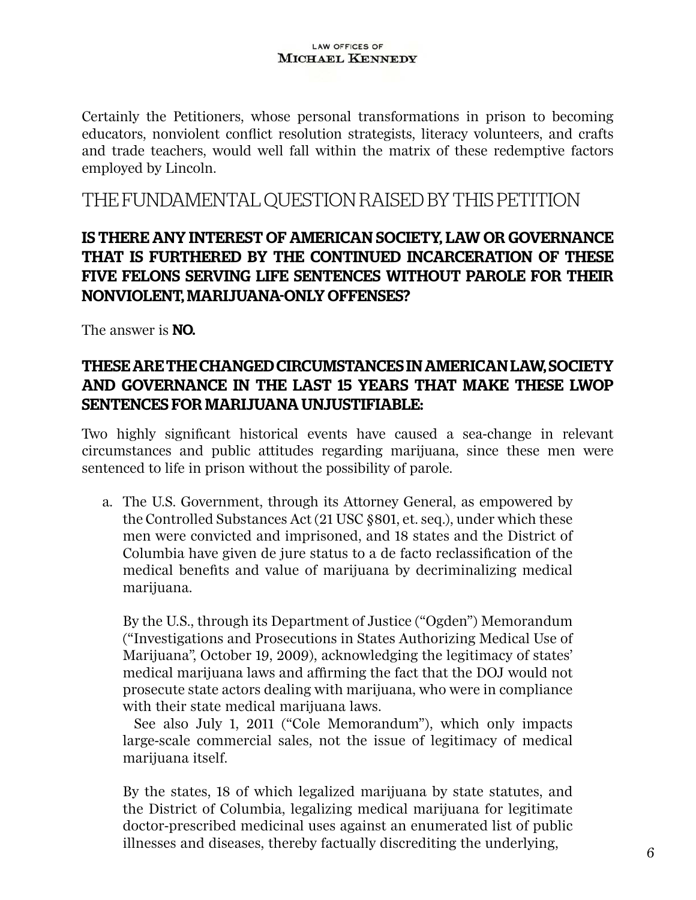Certainly the Petitioners, whose personal transformations in prison to becoming educators, nonviolent conflict resolution strategists, literacy volunteers, and crafts and trade teachers, would well fall within the matrix of these redemptive factors employed by Lincoln.

## THE FUNDAMENTAL QUESTION RAISED BY THIS PETITION

### IS THERE ANY INTEREST OF AMERICAN SOCIETY, LAW OR GOVERNANCE THAT IS FURTHERED BY THE CONTINUED INCARCERATION OF THESE FIVE FELONS SERVING LIFE SENTENCES WITHOUT PAROLE FOR THEIR NONVIOLENT, MARIJUANA-ONLY OFFENSES?

The answer is **NO.**

### THESE ARE THE CHANGED CIRCUMSTANCES IN AMERICAN LAW, SOCIETY AND GOVERNANCE IN THE LAST 15 YEARS THAT MAKE THESE LWOP SENTENCES FOR MARIJUANA UNJUSTIFIABLE:

Two highly significant historical events have caused a sea-change in relevant circumstances and public attitudes regarding marijuana, since these men were sentenced to life in prison without the possibility of parole.

a. The U.S. Government, through its Attorney General, as empowered by the Controlled Substances Act (21 USC §801, et. seq.), under which these men were convicted and imprisoned, and 18 states and the District of Columbia have given de jure status to a de facto reclassification of the medical benefits and value of marijuana by decriminalizing medical marijuana.

   By the U.S., through its Department of Justice ("Ogden") Memorandum ("Investigations and Prosecutions in States Authorizing Medical Use of Marijuana", October 19, 2009), acknowledging the legitimacy of states' medical marijuana laws and affirming the fact that the DOJ would not prosecute state actors dealing with marijuana, who were in compliance with their state medical marijuana laws.

   See also July 1, 2011 ("Cole Memorandum"), which only impacts large-scale commercial sales, not the issue of legitimacy of medical marijuana itself.

   By the states, 18 of which legalized marijuana by state statutes, and the District of Columbia, legalizing medical marijuana for legitimate doctor-prescribed medicinal uses against an enumerated list of public illnesses and diseases, thereby factually discrediting the underlying,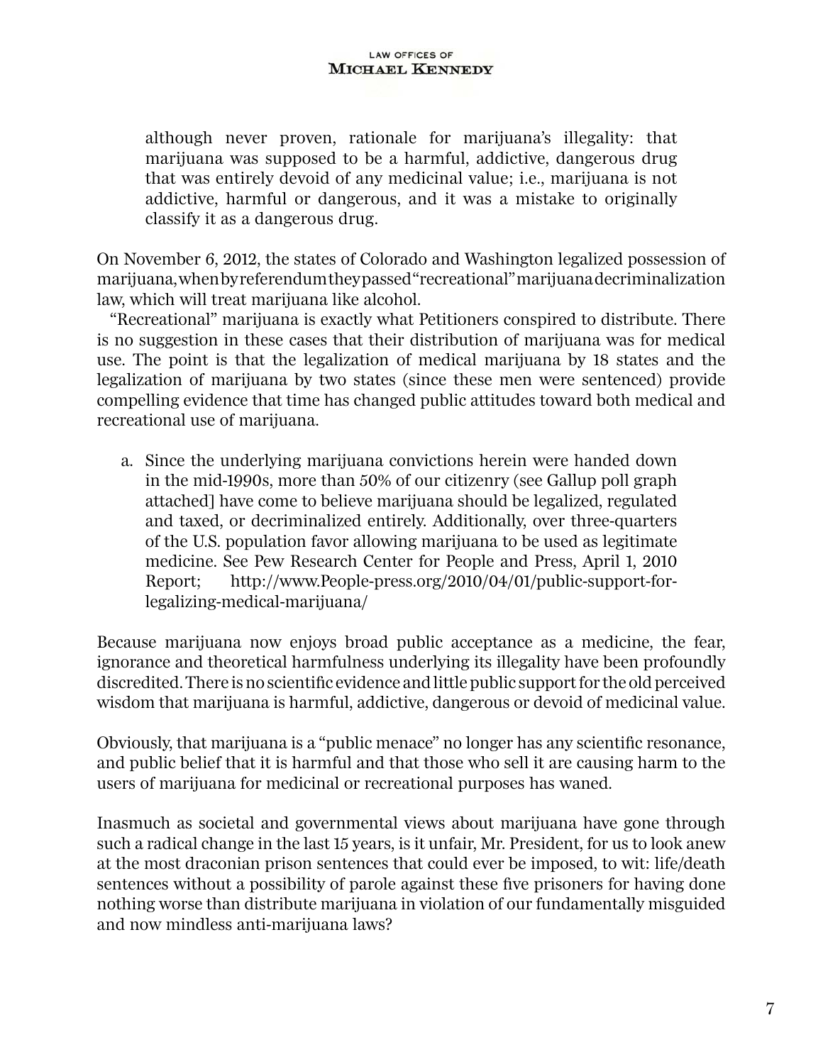although never proven, rationale for marijuana's illegality: that marijuana was supposed to be a harmful, addictive, dangerous drug that was entirely devoid of any medicinal value; i.e., marijuana is not addictive, harmful or dangerous, and it was a mistake to originally classify it as a dangerous drug.

On November 6, 2012, the states of Colorado and Washington legalized possession of marijuana, when by referendum they passed "recreational" marijuana decriminalization law, which will treat marijuana like alcohol.

"Recreational" marijuana is exactly what Petitioners conspired to distribute. There is no suggestion in these cases that their distribution of marijuana was for medical use. The point is that the legalization of medical marijuana by 18 states and the legalization of marijuana by two states (since these men were sentenced) provide compelling evidence that time has changed public attitudes toward both medical and recreational use of marijuana.

a. Since the underlying marijuana convictions herein were handed down in the mid-1990s, more than 50% of our citizenry (see Gallup poll graph attached] have come to believe marijuana should be legalized, regulated and taxed, or decriminalized entirely. Additionally, over three-quarters of the U.S. population favor allowing marijuana to be used as legitimate medicine. See Pew Research Center for People and Press, April 1, 2010 Report; http://www.People-press.org/2010/04/01/public-support-for-legalizing-medical-marijuana/

Because marijuana now enjoys broad public acceptance as a medicine, the fear, ignorance and theoretical harmfulness underlying its illegality have been profoundly discredited. There is no scientific evidence and little public support for the old perceived wisdom that marijuana is harmful, addictive, dangerous or devoid of medicinal value.

Obviously, that marijuana is a "public menace" no longer has any scientific resonance, and public belief that it is harmful and that those who sell it are causing harm to the users of marijuana for medicinal or recreational purposes has waned.

Inasmuch as societal and governmental views about marijuana have gone through such a radical change in the last 15 years, is it unfair, Mr. President, for us to look anew at the most draconian prison sentences that could ever be imposed, to wit: life/death sentences without a possibility of parole against these five prisoners for having done nothing worse than distribute marijuana in violation of our fundamentally misguided and now mindless anti-marijuana laws?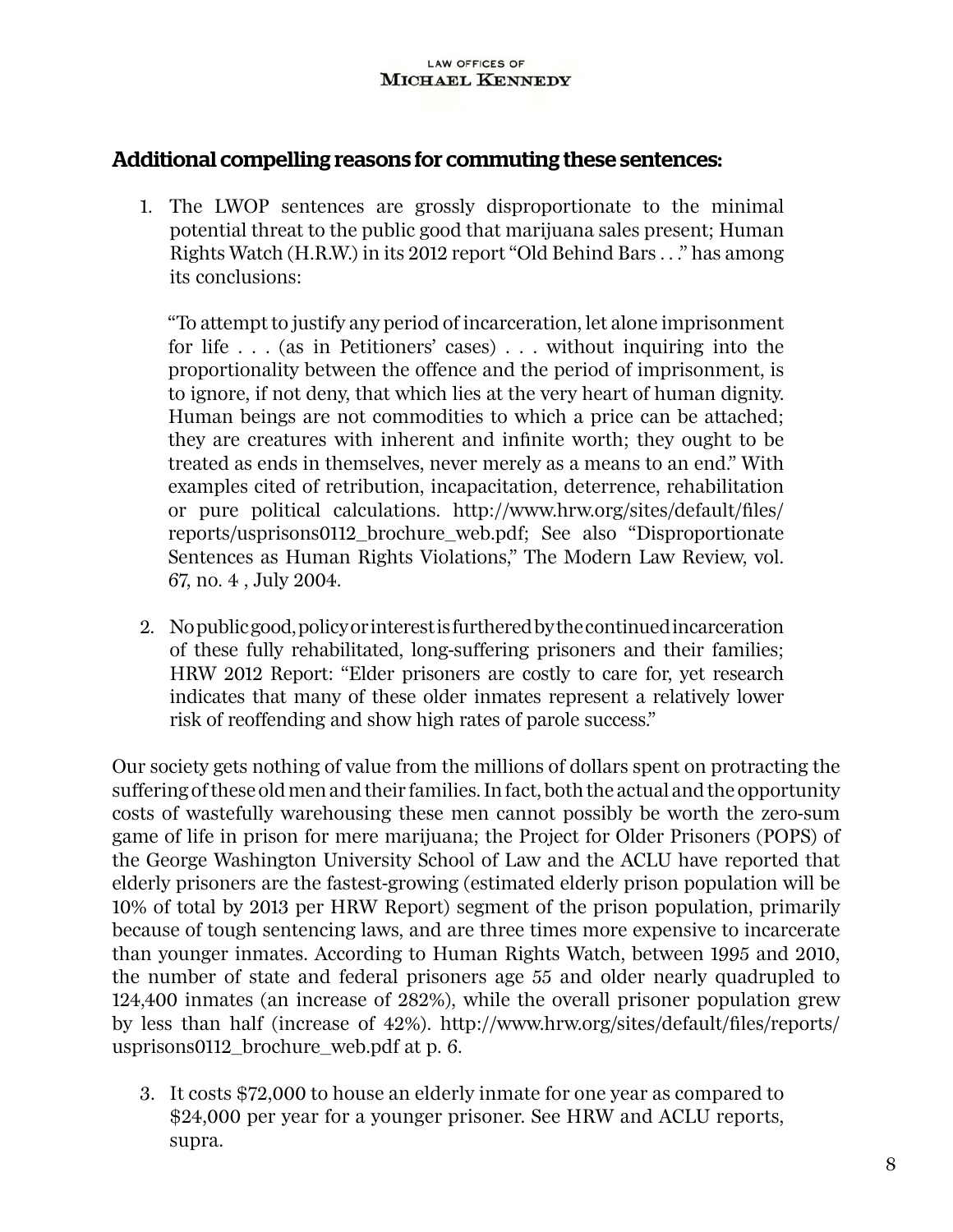## Additional compelling reasons for commuting these sentences:

1. The LWOP sentences are grossly disproportionate to the minimal potential threat to the public good that marijuana sales present; Human Rights Watch (H.R.W.) in its 2012 report "Old Behind Bars . . ." has among its conclusions:

   "To attempt to justify any period of incarceration, let alone imprisonment for life . . . (as in Petitioners' cases) . . . without inquiring into the proportionality between the offence and the period of imprisonment, is to ignore, if not deny, that which lies at the very heart of human dignity. Human beings are not commodities to which a price can be attached; they are creatures with inherent and infinite worth; they ought to be treated as ends in themselves, never merely as a means to an end." With examples cited of retribution, incapacitation, deterrence, rehabilitation or pure political calculations. http://www.hrw.org/sites/default/files/reports/usprisons0112_brochure_web.pdf; See also "Disproportionate Sentences as Human Rights Violations," The Modern Law Review, vol. 67, no. 4 , July 2004.

2. No public good, policy or interest is furthered by the continued incarceration of these fully rehabilitated, long-suffering prisoners and their families; HRW 2012 Report: "Elder prisoners are costly to care for, yet research indicates that many of these older inmates represent a relatively lower risk of reoffending and show high rates of parole success."

Our society gets nothing of value from the millions of dollars spent on protracting the suffering of these old men and their families. In fact, both the actual and the opportunity costs of wastefully warehousing these men cannot possibly be worth the zero-sum game of life in prison for mere marijuana; the Project for Older Prisoners (POPS) of the George Washington University School of Law and the ACLU have reported that elderly prisoners are the fastest-growing (estimated elderly prison population will be 10% of total by 2013 per HRW Report) segment of the prison population, primarily because of tough sentencing laws, and are three times more expensive to incarcerate than younger inmates. According to Human Rights Watch, between 1995 and 2010, the number of state and federal prisoners age 55 and older nearly quadrupled to 124,400 inmates (an increase of 282%), while the overall prisoner population grew by less than half (increase of 42%). http://www.hrw.org/sites/default/files/reports/usprisons0112_brochure_web.pdf at p. 6.

3. It costs $72,000 to house an elderly inmate for one year as compared to $24,000 per year for a younger prisoner. See HRW and ACLU reports, supra.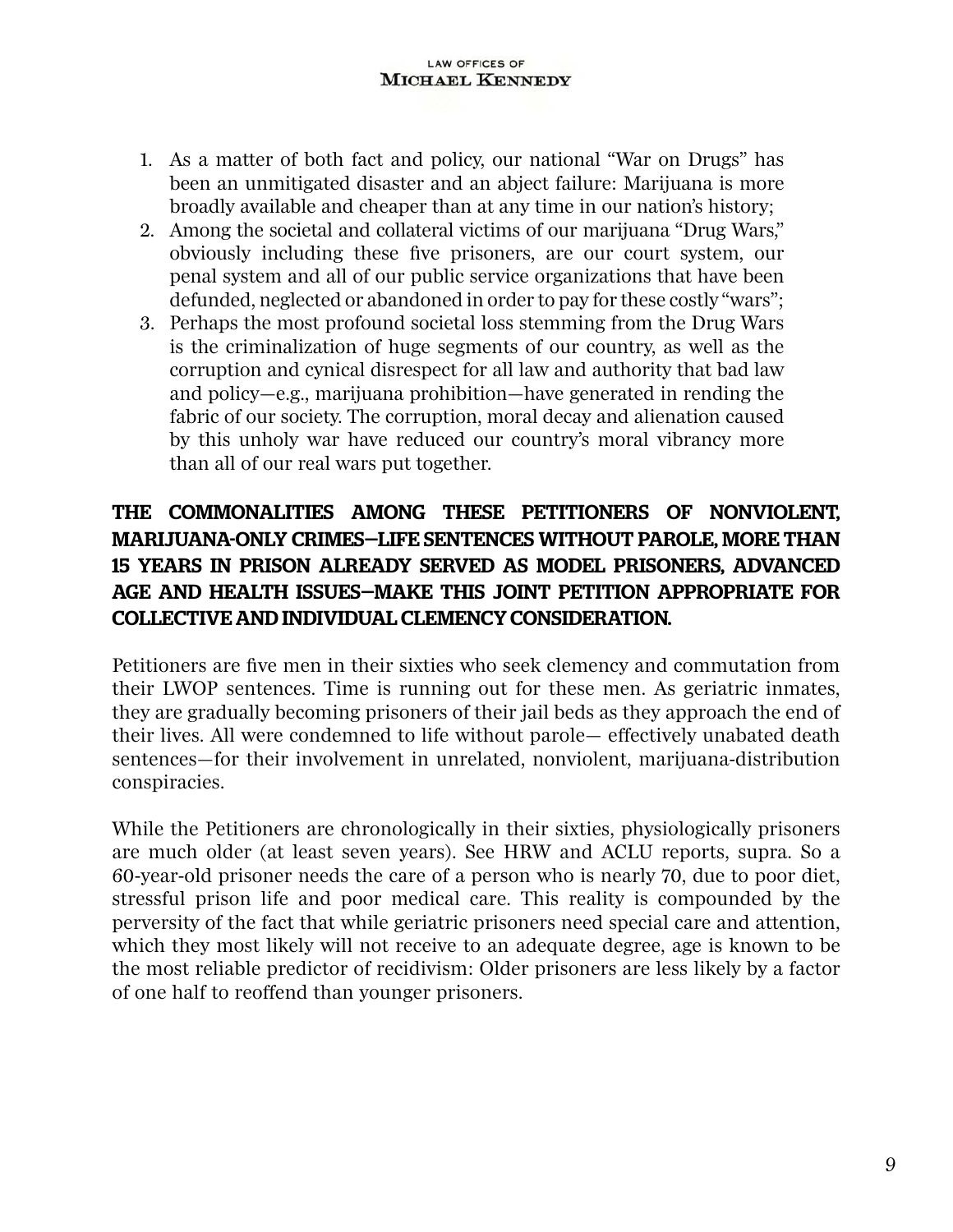1. As a matter of both fact and policy, our national "War on Drugs" has been an unmitigated disaster and an abject failure: Marijuana is more broadly available and cheaper than at any time in our nation's history;
2. Among the societal and collateral victims of our marijuana "Drug Wars," obviously including these five prisoners, are our court system, our penal system and all of our public service organizations that have been defunded, neglected or abandoned in order to pay for these costly "wars";
3. Perhaps the most profound societal loss stemming from the Drug Wars is the criminalization of huge segments of our country, as well as the corruption and cynical disrespect for all law and authority that bad law and policy—e.g., marijuana prohibition—have generated in rending the fabric of our society. The corruption, moral decay and alienation caused by this unholy war have reduced our country's moral vibrancy more than all of our real wars put together.

**THE COMMONALITIES AMONG THESE PETITIONERS OF NONVIOLENT, MARIJUANA-ONLY CRIMES—LIFE SENTENCES WITHOUT PAROLE, MORE THAN 15 YEARS IN PRISON ALREADY SERVED AS MODEL PRISONERS, ADVANCED AGE AND HEALTH ISSUES—MAKE THIS JOINT PETITION APPROPRIATE FOR COLLECTIVE AND INDIVIDUAL CLEMENCY CONSIDERATION.**

Petitioners are five men in their sixties who seek clemency and commutation from their LWOP sentences. Time is running out for these men. As geriatric inmates, they are gradually becoming prisoners of their jail beds as they approach the end of their lives. All were condemned to life without parole— effectively unabated death sentences—for their involvement in unrelated, nonviolent, marijuana-distribution conspiracies.

While the Petitioners are chronologically in their sixties, physiologically prisoners are much older (at least seven years). See HRW and ACLU reports, supra. So a 60-year-old prisoner needs the care of a person who is nearly 70, due to poor diet, stressful prison life and poor medical care. This reality is compounded by the perversity of the fact that while geriatric prisoners need special care and attention, which they most likely will not receive to an adequate degree, age is known to be the most reliable predictor of recidivism: Older prisoners are less likely by a factor of one half to reoffend than younger prisoners.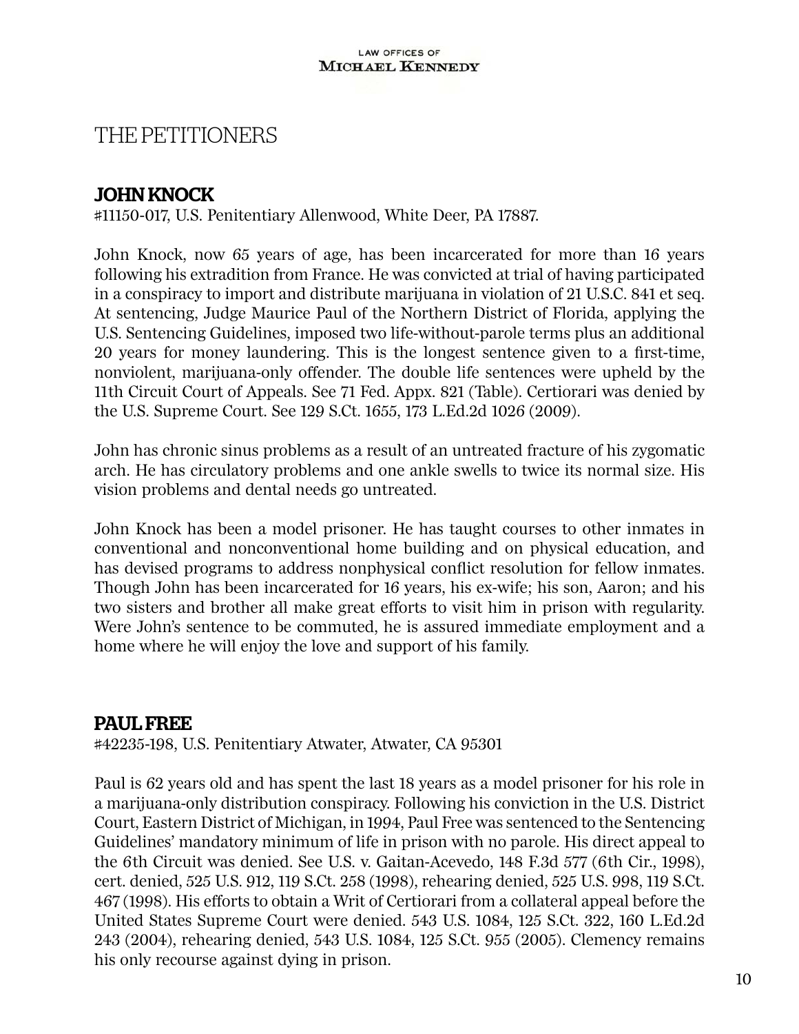# THE PETITIONERS

## JOHN KNOCK

#11150-017, U.S. Penitentiary Allenwood, White Deer, PA 17887.

John Knock, now 65 years of age, has been incarcerated for more than 16 years following his extradition from France. He was convicted at trial of having participated in a conspiracy to import and distribute marijuana in violation of 21 U.S.C. 841 et seq. At sentencing, Judge Maurice Paul of the Northern District of Florida, applying the U.S. Sentencing Guidelines, imposed two life-without-parole terms plus an additional 20 years for money laundering. This is the longest sentence given to a first-time, nonviolent, marijuana-only offender. The double life sentences were upheld by the 11th Circuit Court of Appeals. See 71 Fed. Appx. 821 (Table). Certiorari was denied by the U.S. Supreme Court. See 129 S.Ct. 1655, 173 L.Ed.2d 1026 (2009).

John has chronic sinus problems as a result of an untreated fracture of his zygomatic arch. He has circulatory problems and one ankle swells to twice its normal size. His vision problems and dental needs go untreated.

John Knock has been a model prisoner. He has taught courses to other inmates in conventional and nonconventional home building and on physical education, and has devised programs to address nonphysical conflict resolution for fellow inmates. Though John has been incarcerated for 16 years, his ex-wife; his son, Aaron; and his two sisters and brother all make great efforts to visit him in prison with regularity. Were John's sentence to be commuted, he is assured immediate employment and a home where he will enjoy the love and support of his family.

## PAUL FREE

#42235-198, U.S. Penitentiary Atwater, Atwater, CA 95301

Paul is 62 years old and has spent the last 18 years as a model prisoner for his role in a marijuana-only distribution conspiracy. Following his conviction in the U.S. District Court, Eastern District of Michigan, in 1994, Paul Free was sentenced to the Sentencing Guidelines' mandatory minimum of life in prison with no parole. His direct appeal to the 6th Circuit was denied. See U.S. v. Gaitan-Acevedo, 148 F.3d 577 (6th Cir., 1998), cert. denied, 525 U.S. 912, 119 S.Ct. 258 (1998), rehearing denied, 525 U.S. 998, 119 S.Ct. 467 (1998). His efforts to obtain a Writ of Certiorari from a collateral appeal before the United States Supreme Court were denied. 543 U.S. 1084, 125 S.Ct. 322, 160 L.Ed.2d 243 (2004), rehearing denied, 543 U.S. 1084, 125 S.Ct. 955 (2005). Clemency remains his only recourse against dying in prison.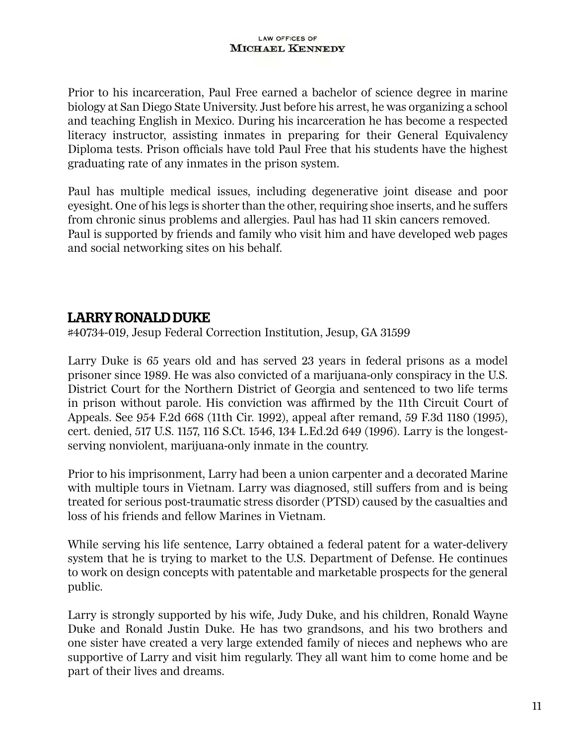Prior to his incarceration, Paul Free earned a bachelor of science degree in marine biology at San Diego State University. Just before his arrest, he was organizing a school and teaching English in Mexico. During his incarceration he has become a respected literacy instructor, assisting inmates in preparing for their General Equivalency Diploma tests. Prison officials have told Paul Free that his students have the highest graduating rate of any inmates in the prison system.

Paul has multiple medical issues, including degenerative joint disease and poor eyesight. One of his legs is shorter than the other, requiring shoe inserts, and he suffers from chronic sinus problems and allergies. Paul has had 11 skin cancers removed. Paul is supported by friends and family who visit him and have developed web pages and social networking sites on his behalf.

## LARRY RONALD DUKE

#40734-019, Jesup Federal Correction Institution, Jesup, GA 31599

Larry Duke is 65 years old and has served 23 years in federal prisons as a model prisoner since 1989. He was also convicted of a marijuana-only conspiracy in the U.S. District Court for the Northern District of Georgia and sentenced to two life terms in prison without parole. His conviction was affirmed by the 11th Circuit Court of Appeals. See 954 F.2d 668 (11th Cir. 1992), appeal after remand, 59 F.3d 1180 (1995), cert. denied, 517 U.S. 1157, 116 S.Ct. 1546, 134 L.Ed.2d 649 (1996). Larry is the longest-serving nonviolent, marijuana-only inmate in the country.

Prior to his imprisonment, Larry had been a union carpenter and a decorated Marine with multiple tours in Vietnam. Larry was diagnosed, still suffers from and is being treated for serious post-traumatic stress disorder (PTSD) caused by the casualties and loss of his friends and fellow Marines in Vietnam.

While serving his life sentence, Larry obtained a federal patent for a water-delivery system that he is trying to market to the U.S. Department of Defense. He continues to work on design concepts with patentable and marketable prospects for the general public.

Larry is strongly supported by his wife, Judy Duke, and his children, Ronald Wayne Duke and Ronald Justin Duke. He has two grandsons, and his two brothers and one sister have created a very large extended family of nieces and nephews who are supportive of Larry and visit him regularly. They all want him to come home and be part of their lives and dreams.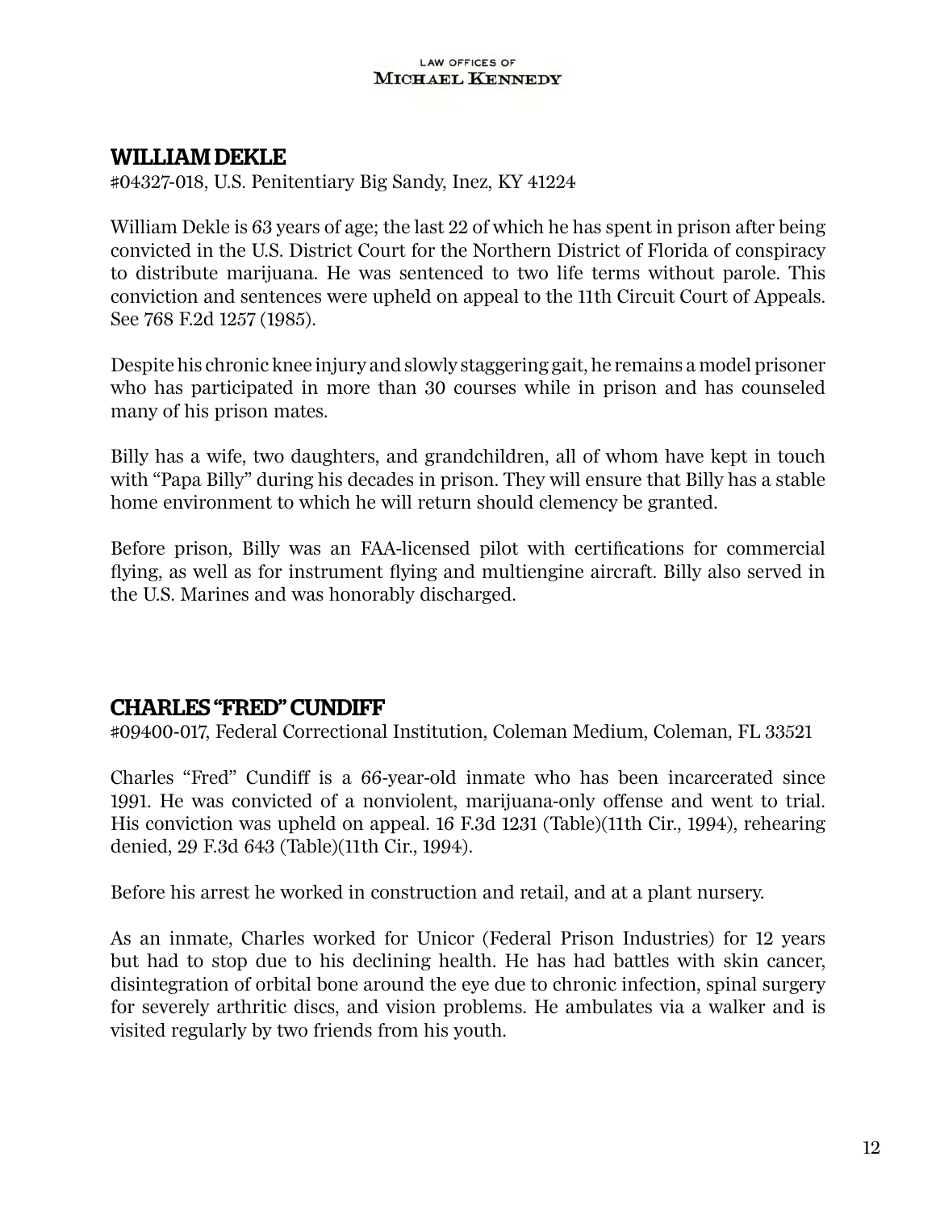## WILLIAM DEKLE

#04327-018, U.S. Penitentiary Big Sandy, Inez, KY 41224

William Dekle is 63 years of age; the last 22 of which he has spent in prison after being convicted in the U.S. District Court for the Northern District of Florida of conspiracy to distribute marijuana. He was sentenced to two life terms without parole. This conviction and sentences were upheld on appeal to the 11th Circuit Court of Appeals. See 768 F.2d 1257 (1985).

Despite his chronic knee injury and slowly staggering gait, he remains a model prisoner who has participated in more than 30 courses while in prison and has counseled many of his prison mates.

Billy has a wife, two daughters, and grandchildren, all of whom have kept in touch with "Papa Billy" during his decades in prison. They will ensure that Billy has a stable home environment to which he will return should clemency be granted.

Before prison, Billy was an FAA-licensed pilot with certifications for commercial flying, as well as for instrument flying and multiengine aircraft. Billy also served in the U.S. Marines and was honorably discharged.

## CHARLES "FRED" CUNDIFF

#09400-017, Federal Correctional Institution, Coleman Medium, Coleman, FL 33521

Charles "Fred" Cundiff is a 66-year-old inmate who has been incarcerated since 1991. He was convicted of a nonviolent, marijuana-only offense and went to trial. His conviction was upheld on appeal. 16 F.3d 1231 (Table)(11th Cir., 1994), rehearing denied, 29 F.3d 643 (Table)(11th Cir., 1994).

Before his arrest he worked in construction and retail, and at a plant nursery.

As an inmate, Charles worked for Unicor (Federal Prison Industries) for 12 years but had to stop due to his declining health. He has had battles with skin cancer, disintegration of orbital bone around the eye due to chronic infection, spinal surgery for severely arthritic discs, and vision problems. He ambulates via a walker and is visited regularly by two friends from his youth.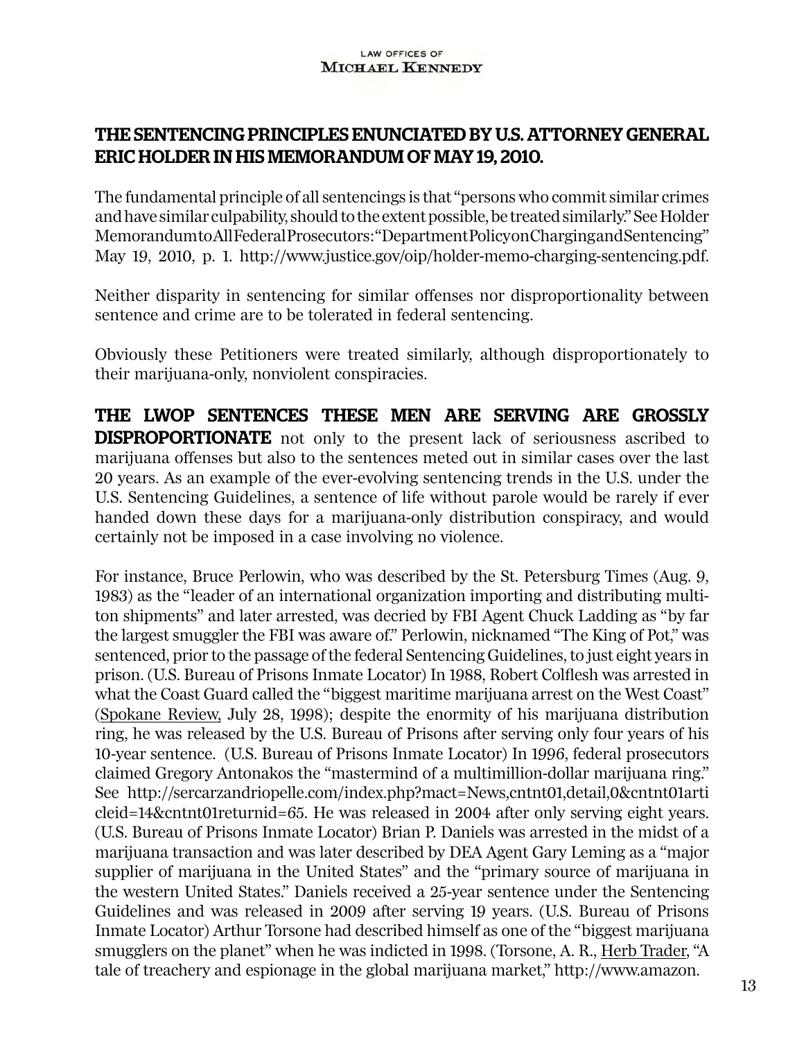## THE SENTENCING PRINCIPLES ENUNCIATED BY U.S. ATTORNEY GENERAL ERIC HOLDER IN HIS MEMORANDUM OF MAY 19, 2010.

The fundamental principle of all sentencings is that "persons who commit similar crimes and have similar culpability, should to the extent possible, be treated similarly." See Holder Memorandum to All Federal Prosecutors: "Department Policy on Charging and Sentencing" May 19, 2010, p. 1. http://www.justice.gov/oip/holder-memo-charging-sentencing.pdf.

Neither disparity in sentencing for similar offenses nor disproportionality between sentence and crime are to be tolerated in federal sentencing.

Obviously these Petitioners were treated similarly, although disproportionately to their marijuana-only, nonviolent conspiracies.

**THE LWOP SENTENCES THESE MEN ARE SERVING ARE GROSSLY DISPROPORTIONATE** not only to the present lack of seriousness ascribed to marijuana offenses but also to the sentences meted out in similar cases over the last 20 years. As an example of the ever-evolving sentencing trends in the U.S. under the U.S. Sentencing Guidelines, a sentence of life without parole would be rarely if ever handed down these days for a marijuana-only distribution conspiracy, and would certainly not be imposed in a case involving no violence.

For instance, Bruce Perlowin, who was described by the St. Petersburg Times (Aug. 9, 1983) as the "leader of an international organization importing and distributing multi-ton shipments" and later arrested, was decried by FBI Agent Chuck Ladding as "by far the largest smuggler the FBI was aware of." Perlowin, nicknamed "The King of Pot," was sentenced, prior to the passage of the federal Sentencing Guidelines, to just eight years in prison. (U.S. Bureau of Prisons Inmate Locator) In 1988, Robert Colflesh was arrested in what the Coast Guard called the "biggest maritime marijuana arrest on the West Coast" (Spokane Review, July 28, 1998); despite the enormity of his marijuana distribution ring, he was released by the U.S. Bureau of Prisons after serving only four years of his 10-year sentence. (U.S. Bureau of Prisons Inmate Locator) In 1996, federal prosecutors claimed Gregory Antonakos the "mastermind of a multimillion-dollar marijuana ring." See http://sercarzandriopelle.com/index.php?mact=News,cntnt01,detail,0&cntnt01articleid=14&cntnt01returnid=65. He was released in 2004 after only serving eight years. (U.S. Bureau of Prisons Inmate Locator) Brian P. Daniels was arrested in the midst of a marijuana transaction and was later described by DEA Agent Gary Leming as a "major supplier of marijuana in the United States" and the "primary source of marijuana in the western United States." Daniels received a 25-year sentence under the Sentencing Guidelines and was released in 2009 after serving 19 years. (U.S. Bureau of Prisons Inmate Locator) Arthur Torsone had described himself as one of the "biggest marijuana smugglers on the planet" when he was indicted in 1998. (Torsone, A. R., Herb Trader, "A tale of treachery and espionage in the global marijuana market," http://www.amazon.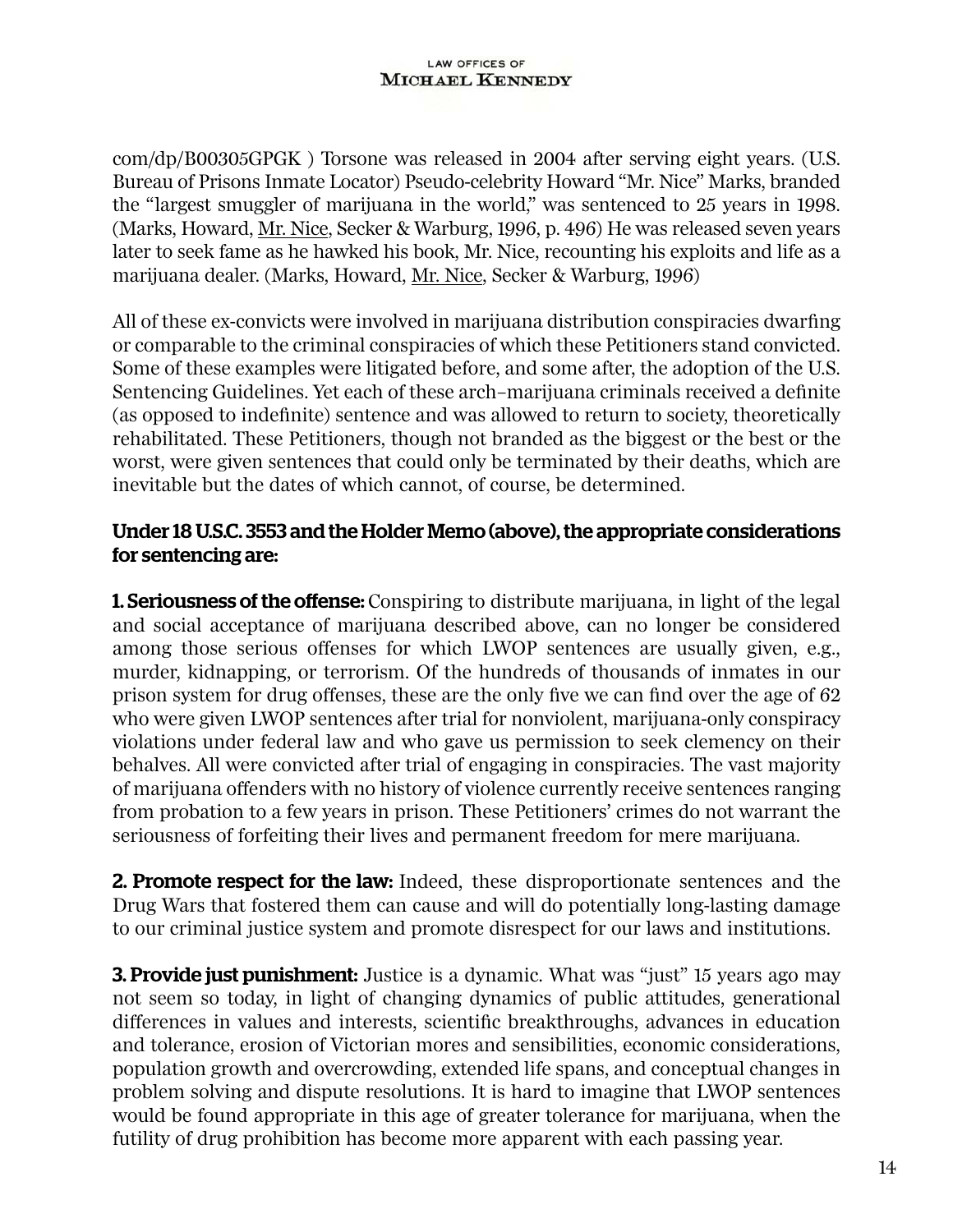com/dp/B00305GPGK ) Torsone was released in 2004 after serving eight years. (U.S. Bureau of Prisons Inmate Locator) Pseudo-celebrity Howard "Mr. Nice" Marks, branded the "largest smuggler of marijuana in the world," was sentenced to 25 years in 1998. (Marks, Howard, Mr. Nice, Secker & Warburg, 1996, p. 496) He was released seven years later to seek fame as he hawked his book, Mr. Nice, recounting his exploits and life as a marijuana dealer. (Marks, Howard, Mr. Nice, Secker & Warburg, 1996)

All of these ex-convicts were involved in marijuana distribution conspiracies dwarfing or comparable to the criminal conspiracies of which these Petitioners stand convicted. Some of these examples were litigated before, and some after, the adoption of the U.S. Sentencing Guidelines. Yet each of these arch–marijuana criminals received a definite (as opposed to indefinite) sentence and was allowed to return to society, theoretically rehabilitated. These Petitioners, though not branded as the biggest or the best or the worst, were given sentences that could only be terminated by their deaths, which are inevitable but the dates of which cannot, of course, be determined.

**Under 18 U.S.C. 3553 and the Holder Memo (above), the appropriate considerations for sentencing are:**

**1. Seriousness of the offense:** Conspiring to distribute marijuana, in light of the legal and social acceptance of marijuana described above, can no longer be considered among those serious offenses for which LWOP sentences are usually given, e.g., murder, kidnapping, or terrorism. Of the hundreds of thousands of inmates in our prison system for drug offenses, these are the only five we can find over the age of 62 who were given LWOP sentences after trial for nonviolent, marijuana-only conspiracy violations under federal law and who gave us permission to seek clemency on their behalves. All were convicted after trial of engaging in conspiracies. The vast majority of marijuana offenders with no history of violence currently receive sentences ranging from probation to a few years in prison. These Petitioners' crimes do not warrant the seriousness of forfeiting their lives and permanent freedom for mere marijuana.

**2. Promote respect for the law:** Indeed, these disproportionate sentences and the Drug Wars that fostered them can cause and will do potentially long-lasting damage to our criminal justice system and promote disrespect for our laws and institutions.

**3. Provide just punishment:** Justice is a dynamic. What was "just" 15 years ago may not seem so today, in light of changing dynamics of public attitudes, generational differences in values and interests, scientific breakthroughs, advances in education and tolerance, erosion of Victorian mores and sensibilities, economic considerations, population growth and overcrowding, extended life spans, and conceptual changes in problem solving and dispute resolutions. It is hard to imagine that LWOP sentences would be found appropriate in this age of greater tolerance for marijuana, when the futility of drug prohibition has become more apparent with each passing year.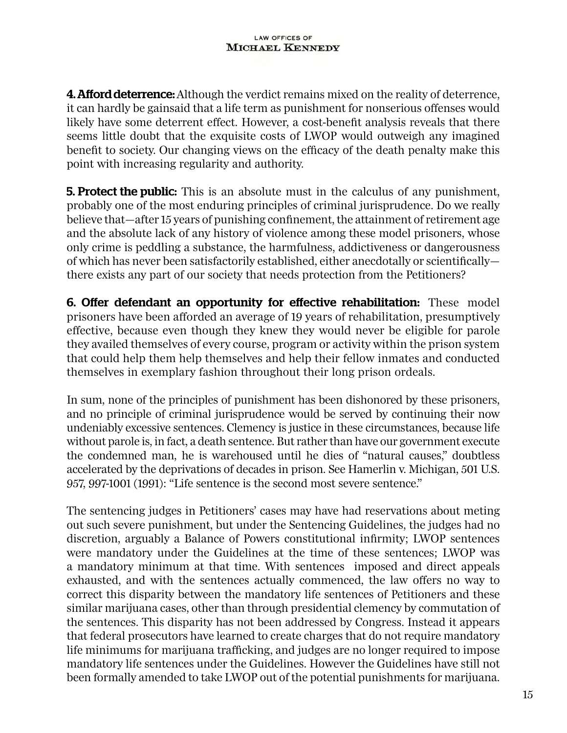**4. Afford deterrence:** Although the verdict remains mixed on the reality of deterrence, it can hardly be gainsaid that a life term as punishment for nonserious offenses would likely have some deterrent effect. However, a cost-benefit analysis reveals that there seems little doubt that the exquisite costs of LWOP would outweigh any imagined benefit to society. Our changing views on the efficacy of the death penalty make this point with increasing regularity and authority.

**5. Protect the public:** This is an absolute must in the calculus of any punishment, probably one of the most enduring principles of criminal jurisprudence. Do we really believe that—after 15 years of punishing confinement, the attainment of retirement age and the absolute lack of any history of violence among these model prisoners, whose only crime is peddling a substance, the harmfulness, addictiveness or dangerousness of which has never been satisfactorily established, either anecdotally or scientifically—there exists any part of our society that needs protection from the Petitioners?

**6. Offer defendant an opportunity for effective rehabilitation:** These model prisoners have been afforded an average of 19 years of rehabilitation, presumptively effective, because even though they knew they would never be eligible for parole they availed themselves of every course, program or activity within the prison system that could help them help themselves and help their fellow inmates and conducted themselves in exemplary fashion throughout their long prison ordeals.

In sum, none of the principles of punishment has been dishonored by these prisoners, and no principle of criminal jurisprudence would be served by continuing their now undeniably excessive sentences. Clemency is justice in these circumstances, because life without parole is, in fact, a death sentence. But rather than have our government execute the condemned man, he is warehoused until he dies of "natural causes," doubtless accelerated by the deprivations of decades in prison. See Hamerlin v. Michigan, 501 U.S. 957, 997-1001 (1991): "Life sentence is the second most severe sentence."

The sentencing judges in Petitioners' cases may have had reservations about meting out such severe punishment, but under the Sentencing Guidelines, the judges had no discretion, arguably a Balance of Powers constitutional infirmity; LWOP sentences were mandatory under the Guidelines at the time of these sentences; LWOP was a mandatory minimum at that time. With sentences imposed and direct appeals exhausted, and with the sentences actually commenced, the law offers no way to correct this disparity between the mandatory life sentences of Petitioners and these similar marijuana cases, other than through presidential clemency by commutation of the sentences. This disparity has not been addressed by Congress. Instead it appears that federal prosecutors have learned to create charges that do not require mandatory life minimums for marijuana trafficking, and judges are no longer required to impose mandatory life sentences under the Guidelines. However the Guidelines have still not been formally amended to take LWOP out of the potential punishments for marijuana.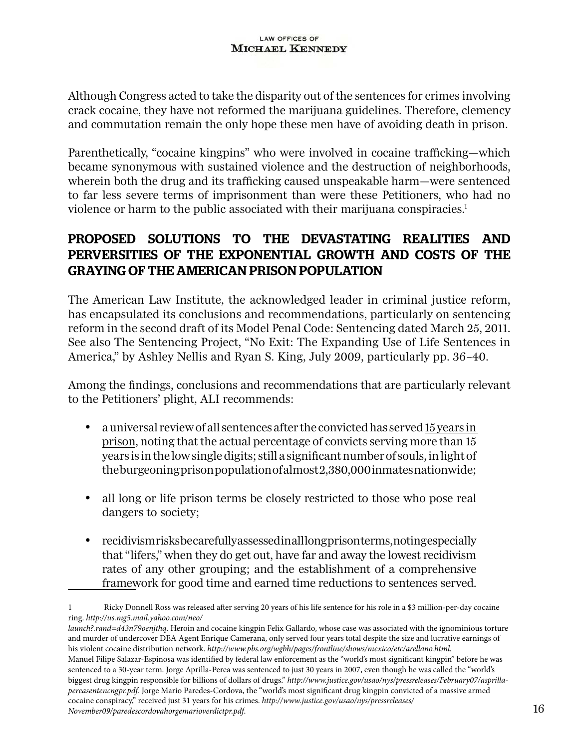Although Congress acted to take the disparity out of the sentences for crimes involving crack cocaine, they have not reformed the marijuana guidelines. Therefore, clemency and commutation remain the only hope these men have of avoiding death in prison.

Parenthetically, "cocaine kingpins" who were involved in cocaine trafficking—which became synonymous with sustained violence and the destruction of neighborhoods, wherein both the drug and its trafficking caused unspeakable harm—were sentenced to far less severe terms of imprisonment than were these Petitioners, who had no violence or harm to the public associated with their marijuana conspiracies.[1]

## PROPOSED SOLUTIONS TO THE DEVASTATING REALITIES AND PERVERSITIES OF THE EXPONENTIAL GROWTH AND COSTS OF THE GRAYING OF THE AMERICAN PRISON POPULATION

The American Law Institute, the acknowledged leader in criminal justice reform, has encapsulated its conclusions and recommendations, particularly on sentencing reform in the second draft of its Model Penal Code: Sentencing dated March 25, 2011. See also The Sentencing Project, "No Exit: The Expanding Use of Life Sentences in America," by Ashley Nellis and Ryan S. King, July 2009, particularly pp. 36–40.

Among the findings, conclusions and recommendations that are particularly relevant to the Petitioners' plight, ALI recommends:

- a universal review of all sentences after the convicted has served 15 years in prison, noting that the actual percentage of convicts serving more than 15 years is in the low single digits; still a significant number of souls, in light of the burgeoning prison population of almost 2,380,000 inmates nationwide;
- all long or life prison terms be closely restricted to those who pose real dangers to society;
- recidivism risks be carefully assessed in all long prison terms, noting especially that "lifers," when they do get out, have far and away the lowest recidivism rates of any other grouping; and the establishment of a comprehensive framework for good time and earned time reductions to sentences served.

---

1 Ricky Donnell Ross was released after serving 20 years of his life sentence for his role in a $3 million-per-day cocaine ring. *http://us.mg5.mail.yahoo.com/neo/launch?.rand=d43n79oenjthq*. Heroin and cocaine kingpin Felix Gallardo, whose case was associated with the ignominious torture and murder of undercover DEA Agent Enrique Camerana, only served four years total despite the size and lucrative earnings of his violent cocaine distribution network. *http://www.pbs.org/wgbh/pages/frontline/shows/mexico/etc/arellano.html.* Manuel Filipe Salazar-Espinosa was identified by federal law enforcement as the "world's most significant kingpin" before he was sentenced to a 30-year term. Jorge Aprilla-Perea was sentenced to just 30 years in 2007, even though he was called the "world's biggest drug kingpin responsible for billions of dollars of drugs." *http://www.justice.gov/usao/nys/pressreleases/February07/asprilla-pereasentencngpr.pdf.* Jorge Mario Paredes-Cordova, the "world's most significant drug kingpin convicted of a massive armed cocaine conspiracy," received just 31 years for his crimes. *http://www.justice.gov/usao/nys/pressreleases/November09/paredescordovahorgemarioverdictpr.pdf.*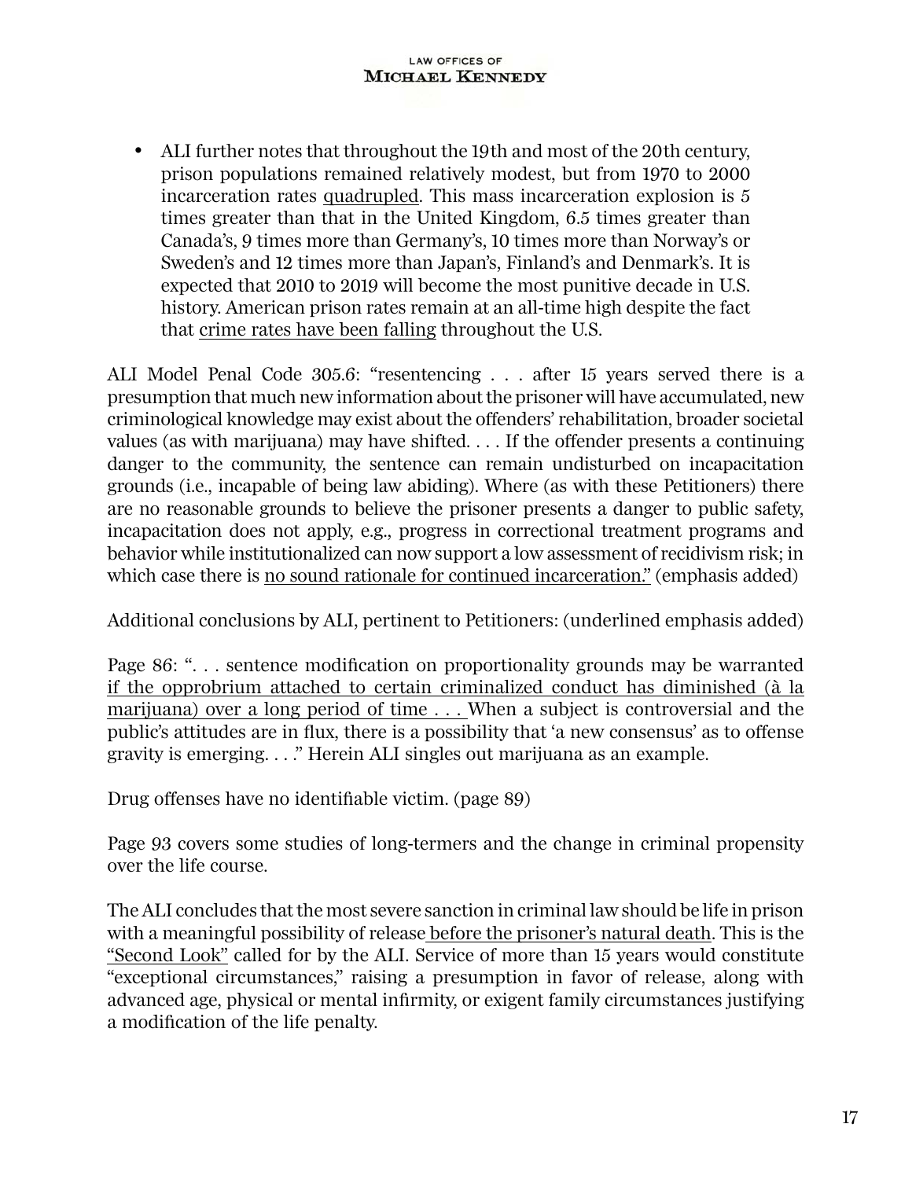- ALI further notes that throughout the 19th and most of the 20th century, prison populations remained relatively modest, but from 1970 to 2000 incarceration rates <u>quadrupled</u>. This mass incarceration explosion is 5 times greater than that in the United Kingdom, 6.5 times greater than Canada's, 9 times more than Germany's, 10 times more than Norway's or Sweden's and 12 times more than Japan's, Finland's and Denmark's. It is expected that 2010 to 2019 will become the most punitive decade in U.S. history. American prison rates remain at an all-time high despite the fact that <u>crime rates have been falling</u> throughout the U.S.

ALI Model Penal Code 305.6: "resentencing . . . after 15 years served there is a presumption that much new information about the prisoner will have accumulated, new criminological knowledge may exist about the offenders' rehabilitation, broader societal values (as with marijuana) may have shifted. . . . If the offender presents a continuing danger to the community, the sentence can remain undisturbed on incapacitation grounds (i.e., incapable of being law abiding). Where (as with these Petitioners) there are no reasonable grounds to believe the prisoner presents a danger to public safety, incapacitation does not apply, e.g., progress in correctional treatment programs and behavior while institutionalized can now support a low assessment of recidivism risk; in which case there is <u>no sound rationale for continued incarceration."</u> (emphasis added)

Additional conclusions by ALI, pertinent to Petitioners: (underlined emphasis added)

Page 86: ". . . sentence modification on proportionality grounds may be warranted <u>if the opprobrium attached to certain criminalized conduct has diminished (à la marijuana) over a long period of time . . .</u> When a subject is controversial and the public's attitudes are in flux, there is a possibility that 'a new consensus' as to offense gravity is emerging. . . ." Herein ALI singles out marijuana as an example.

Drug offenses have no identifiable victim. (page 89)

Page 93 covers some studies of long-termers and the change in criminal propensity over the life course.

The ALI concludes that the most severe sanction in criminal law should be life in prison with a meaningful possibility of release <u>before the prisoner's natural death</u>. This is the <u>"Second Look"</u> called for by the ALI. Service of more than 15 years would constitute "exceptional circumstances," raising a presumption in favor of release, along with advanced age, physical or mental infirmity, or exigent family circumstances justifying a modification of the life penalty.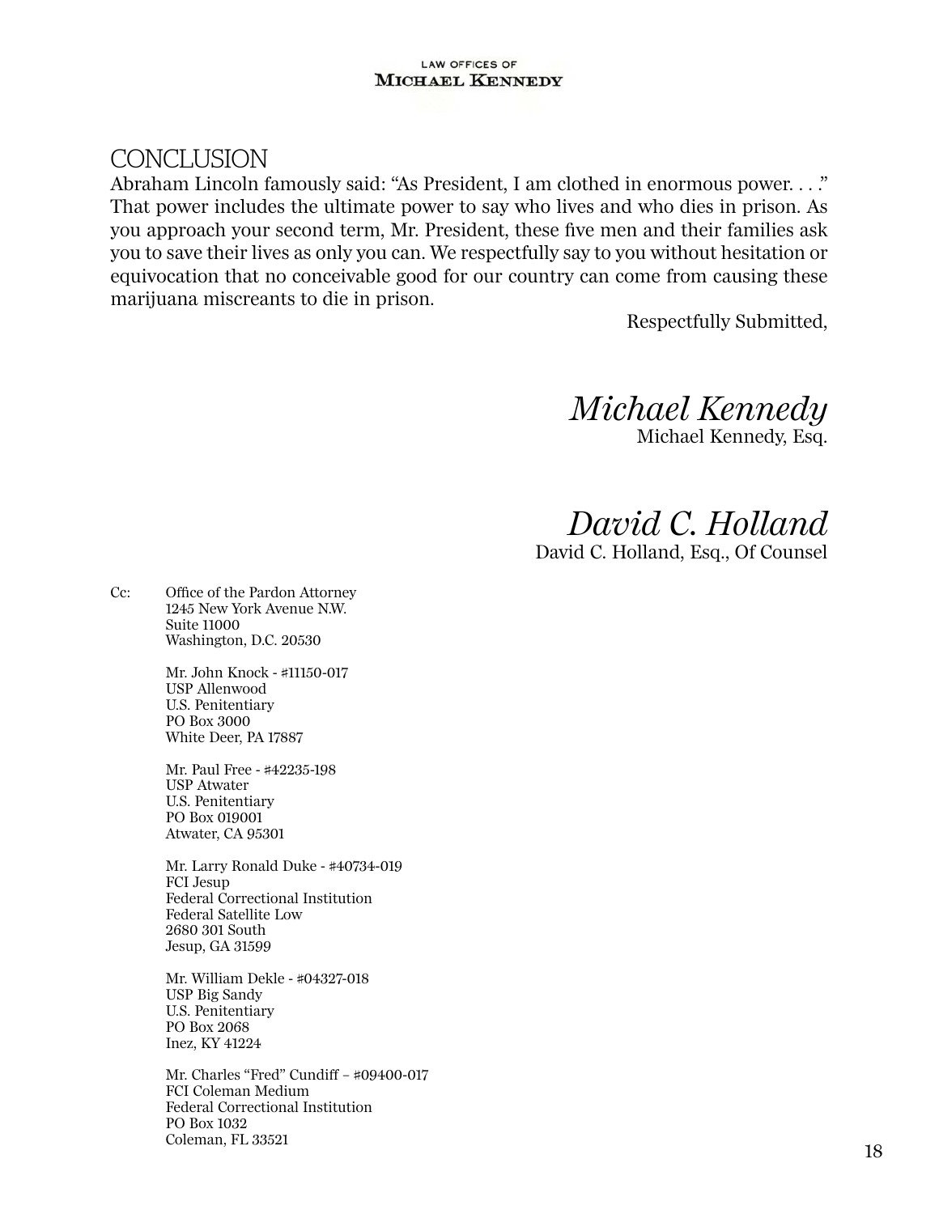## CONCLUSION

Abraham Lincoln famously said: "As President, I am clothed in enormous power. . . ." That power includes the ultimate power to say who lives and who dies in prison. As you approach your second term, Mr. President, these five men and their families ask you to save their lives as only you can. We respectfully say to you without hesitation or equivocation that no conceivable good for our country can come from causing these marijuana miscreants to die in prison.

Respectfully Submitted,

*Michael Kennedy*
Michael Kennedy, Esq.

*David C. Holland*
David C. Holland, Esq., Of Counsel

Cc: Office of the Pardon Attorney
1245 New York Avenue N.W.
Suite 11000
Washington, D.C. 20530

Mr. John Knock - #11150-017
USP Allenwood
U.S. Penitentiary
PO Box 3000
White Deer, PA 17887

Mr. Paul Free - #42235-198
USP Atwater
U.S. Penitentiary
PO Box 019001
Atwater, CA 95301

Mr. Larry Ronald Duke - #40734-019
FCI Jesup
Federal Correctional Institution
Federal Satellite Low
2680 301 South
Jesup, GA 31599

Mr. William Dekle - #04327-018
USP Big Sandy
U.S. Penitentiary
PO Box 2068
Inez, KY 41224

Mr. Charles "Fred" Cundiff – #09400-017
FCI Coleman Medium
Federal Correctional Institution
PO Box 1032
Coleman, FL 33521